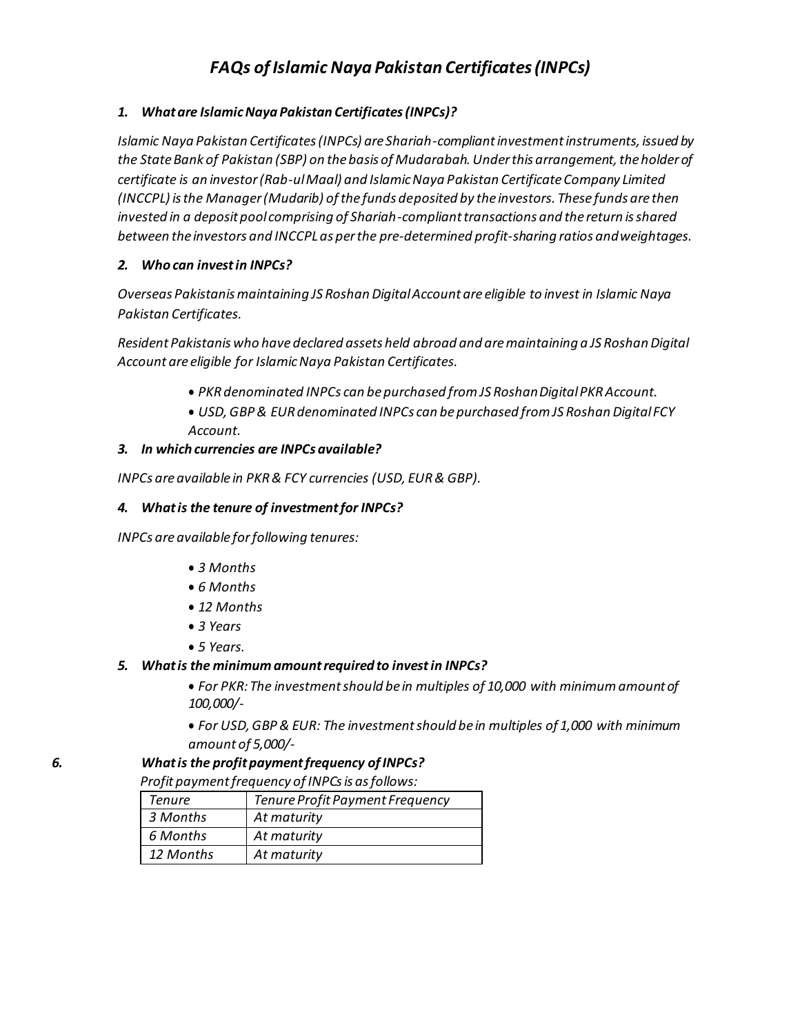# *FAQs of Islamic Naya Pakistan Certificates (INPCs)*

### *1. What are Islamic Naya Pakistan Certificates (INPCs)?*

*Islamic Naya Pakistan Certificates (INPCs) are Shariah-compliant investment instruments, issued by the State Bank of Pakistan (SBP) on the basis of Mudarabah. Under this arrangement, the holder of certificate is an investor (Rab-ul Maal) and Islamic Naya Pakistan Certificate Company Limited (INCCPL) is the Manager (Mudarib) of the funds deposited by the investors. These funds are then invested in a deposit pool comprising of Shariah-compliant transactions and the return is shared between the investors and INCCPL as per the pre-determined profit-sharing ratios and weightages.*

### *2. Who can invest in INPCs?*

*Overseas Pakistanis maintaining JS Roshan Digital Account are eligible to invest in Islamic Naya Pakistan Certificates.*

*Resident Pakistanis who have declared assets held abroad and are maintaining a JS Roshan Digital Account are eligible for Islamic Naya Pakistan Certificates.*

- *PKR denominated INPCs can be purchased from JS Roshan Digital PKR Account.*
- *USD, GBP & EUR denominated INPCs can be purchased from JS Roshan Digital FCY Account.*

### *3. In which currencies are INPCs available?*

*INPCs are available in PKR & FCY currencies (USD, EUR & GBP).*

### *4. What is the tenure of investment for INPCs?*

*INPCs are available for following tenures:*

- *3 Months*
- *6 Months*
- *12 Months*
- *3 Years*
- *5 Years.*

### *5. What is the minimum amount required to invest in INPCs?*

- *For PKR: The investment should be in multiples of 10,000 with minimum amount of 100,000/-*
- *For USD, GBP & EUR: The investment should be in multiples of 1,000 with minimum amount of 5,000/-*

### *6. What is the profit payment frequency of INPCs?*

*Profit payment frequency of INPCs is as follows:*

| *Tenure* | *Tenure Profit Payment Frequency* |
|---|---|
| *3 Months* | *At maturity* |
| *6 Months* | *At maturity* |
| *12 Months* | *At maturity* |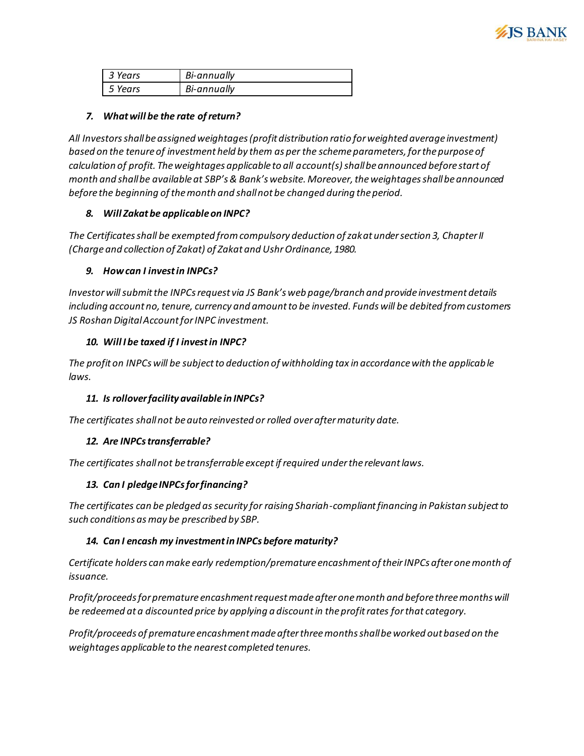| 3 Years | Bi-annually |
|---|---|
| 5 Years | Bi-annually |

***7. What will be the rate of return?***

*All Investors shall be assigned weightages (profit distribution ratio for weighted average investment) based on the tenure of investment held by them as per the scheme parameters, for the purpose of calculation of profit. The weightages applicable to all account(s) shall be announced before start of month and shall be available at SBP's & Bank's website. Moreover, the weightages shall be announced before the beginning of the month and shall not be changed during the period.*

***8. Will Zakat be applicable on INPC?***

*The Certificates shall be exempted from compulsory deduction of zakat under section 3, Chapter II (Charge and collection of Zakat) of Zakat and Ushr Ordinance, 1980.*

***9. How can I invest in INPCs?***

*Investor will submit the INPCs request via JS Bank's web page/branch and provide investment details including account no, tenure, currency and amount to be invested. Funds will be debited from customers JS Roshan Digital Account for INPC investment.*

***10. Will I be taxed if I invest in INPC?***

*The profit on INPCs will be subject to deduction of withholding tax in accordance with the applicable laws.*

***11. Is rollover facility available in INPCs?***

*The certificates shall not be auto reinvested or rolled over after maturity date.*

***12. Are INPCs transferrable?***

*The certificates shall not be transferrable except if required under the relevant laws.*

***13. Can I pledge INPCs for financing?***

*The certificates can be pledged as security for raising Shariah-compliant financing in Pakistan subject to such conditions as may be prescribed by SBP.*

***14. Can I encash my investment in INPCs before maturity?***

*Certificate holders can make early redemption/premature encashment of their INPCs after one month of issuance.*

*Profit/proceeds for premature encashment request made after one month and before three months will be redeemed at a discounted price by applying a discount in the profit rates for that category.*

*Profit/proceeds of premature encashment made after three months shall be worked out based on the weightages applicable to the nearest completed tenures.*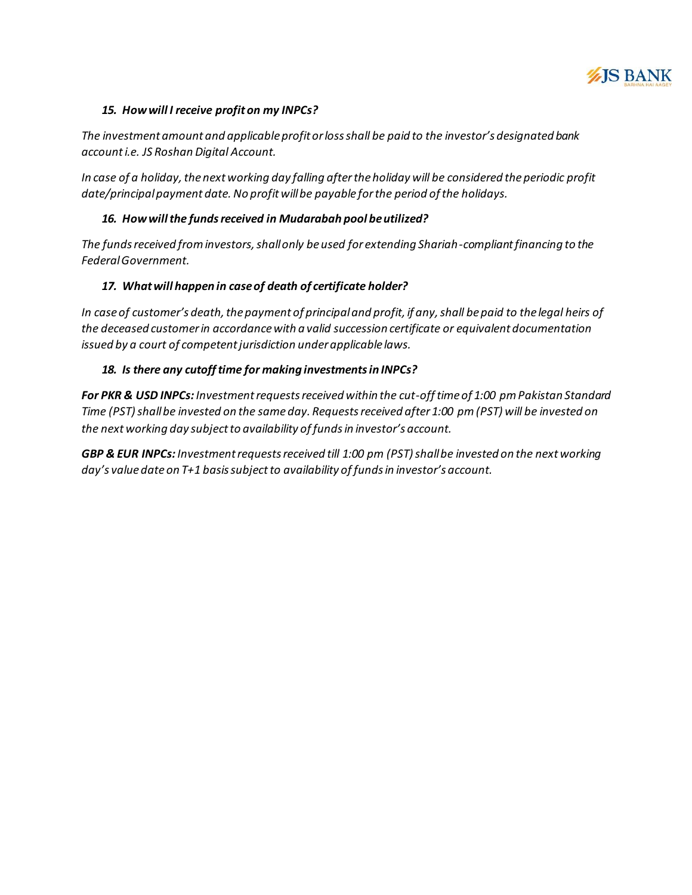### *15. How will I receive profit on my INPCs?*

*The investment amount and applicable profit or loss shall be paid to the investor's designated bank account i.e. JS Roshan Digital Account.*

*In case of a holiday, the next working day falling after the holiday will be considered the periodic profit date/principal payment date. No profit will be payable for the period of the holidays.*

### *16. How will the funds received in Mudarabah pool be utilized?*

*The funds received from investors, shall only be used for extending Shariah-compliant financing to the Federal Government.*

### *17. What will happen in case of death of certificate holder?*

*In case of customer's death, the payment of principal and profit, if any, shall be paid to the legal heirs of the deceased customer in accordance with a valid succession certificate or equivalent documentation issued by a court of competent jurisdiction under applicable laws.*

### *18. Is there any cutoff time for making investments in INPCs?*

***For PKR & USD INPCs:** Investment requests received within the cut-off time of 1:00 pm Pakistan Standard Time (PST) shall be invested on the same day. Requests received after 1:00 pm (PST) will be invested on the next working day subject to availability of funds in investor's account.*

***GBP & EUR INPCs:** Investment requests received till 1:00 pm (PST) shall be invested on the next working day's value date on T+1 basis subject to availability of funds in investor's account.*